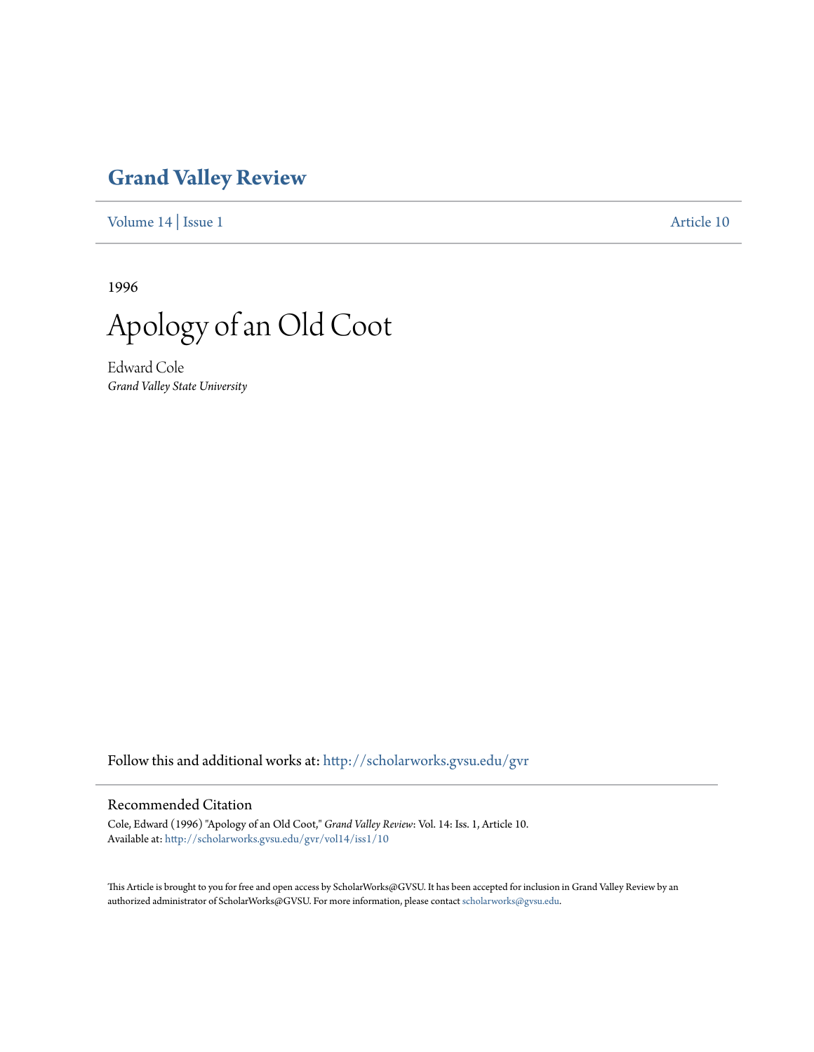# Grand Valley Review

Volume 14 | Issue 1 Article 10

1996

# Apology of an Old Coot

Edward Cole

*Grand Valley State University*

Follow this and additional works at: http://scholarworks.gvsu.edu/gvr

## Recommended Citation

Cole, Edward (1996) "Apology of an Old Coot," *Grand Valley Review*: Vol. 14: Iss. 1, Article 10.
Available at: http://scholarworks.gvsu.edu/gvr/vol14/iss1/10

This Article is brought to you for free and open access by ScholarWorks@GVSU. It has been accepted for inclusion in Grand Valley Review by an authorized administrator of ScholarWorks@GVSU. For more information, please contact scholarworks@gvsu.edu.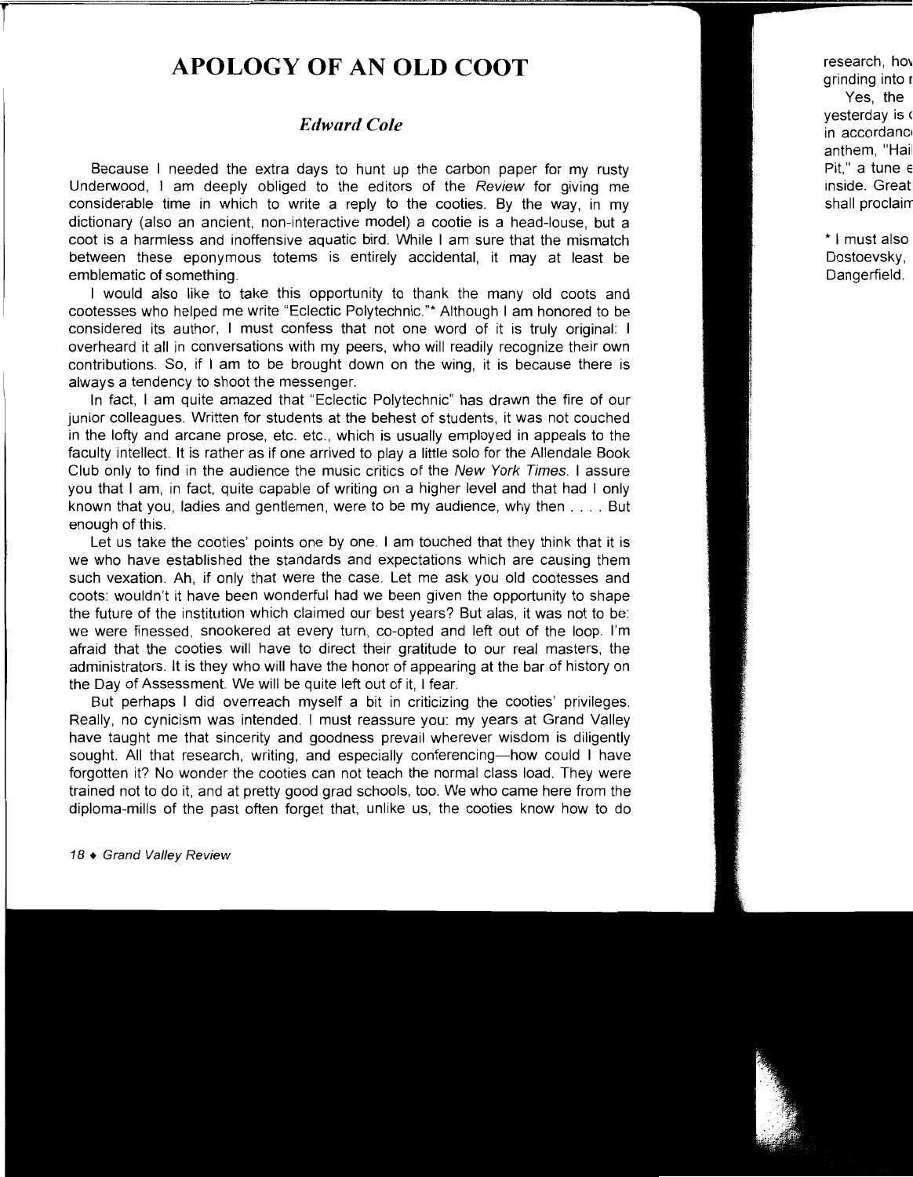# APOLOGY OF AN OLD COOT

### *Edward Cole*

Because I needed the extra days to hunt up the carbon paper for my rusty Underwood, I am deeply obliged to the editors of the *Review* for giving me considerable time in which to write a reply to the cooties. By the way, in my dictionary (also an ancient, non-interactive model) a cootie is a head-louse, but a coot is a harmless and inoffensive aquatic bird. While I am sure that the mismatch between these eponymous totems is entirely accidental, it may at least be emblematic of something.

I would also like to take this opportunity to thank the many old coots and cootesses who helped me write "Eclectic Polytechnic."* Although I am honored to be considered its author, I must confess that not one word of it is truly original: I overheard it all in conversations with my peers, who will readily recognize their own contributions. So, if I am to be brought down on the wing, it is because there is always a tendency to shoot the messenger.

In fact, I am quite amazed that "Eclectic Polytechnic" has drawn the fire of our junior colleagues. Written for students at the behest of students, it was not couched in the lofty and arcane prose, etc. etc., which is usually employed in appeals to the faculty intellect. It is rather as if one arrived to play a little solo for the Allendale Book Club only to find in the audience the music critics of the *New York Times*. I assure you that I am, in fact, quite capable of writing on a higher level and that had I only known that you, ladies and gentlemen, were to be my audience, why then . . . . But enough of this.

Let us take the cooties' points one by one. I am touched that they think that it is we who have established the standards and expectations which are causing them such vexation. Ah, if only that were the case. Let me ask you old cootesses and coots: wouldn't it have been wonderful had we been given the opportunity to shape the future of the institution which claimed our best years? But alas, it was not to be: we were finessed, snookered at every turn, co-opted and left out of the loop. I'm afraid that the cooties will have to direct their gratitude to our real masters, the administrators. It is they who will have the honor of appearing at the bar of history on the Day of Assessment. We will be quite left out of it, I fear.

But perhaps I did overreach myself a bit in criticizing the cooties' privileges. Really, no cynicism was intended. I must reassure you: my years at Grand Valley have taught me that sincerity and goodness prevail wherever wisdom is diligently sought. All that research, writing, and especially conferencing—how could I have forgotten it? No wonder the cooties can not teach the normal class load. They were trained not to do it, and at pretty good grad schools, too. We who came here from the diploma-mills of the past often forget that, unlike us, the cooties know how to do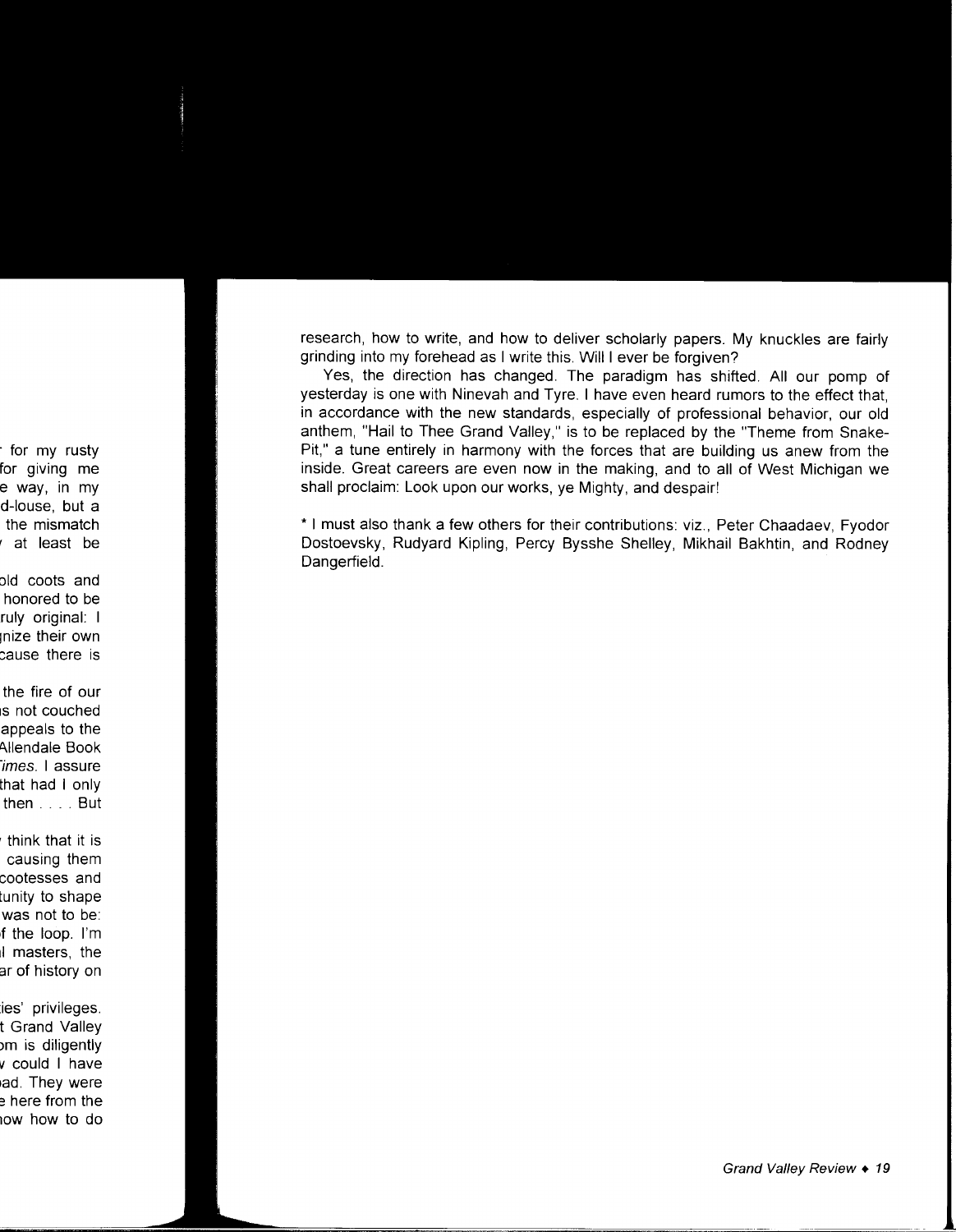research, how to write, and how to deliver scholarly papers. My knuckles are fairly grinding into my forehead as I write this. Will I ever be forgiven?

Yes, the direction has changed. The paradigm has shifted. All our pomp of yesterday is one with Ninevah and Tyre. I have even heard rumors to the effect that, in accordance with the new standards, especially of professional behavior, our old anthem, "Hail to Thee Grand Valley," is to be replaced by the "Theme from Snake-Pit," a tune entirely in harmony with the forces that are building us anew from the inside. Great careers are even now in the making, and to all of West Michigan we shall proclaim: Look upon our works, ye Mighty, and despair!

* I must also thank a few others for their contributions: viz., Peter Chaadaev, Fyodor Dostoevsky, Rudyard Kipling, Percy Bysshe Shelley, Mikhail Bakhtin, and Rodney Dangerfield.